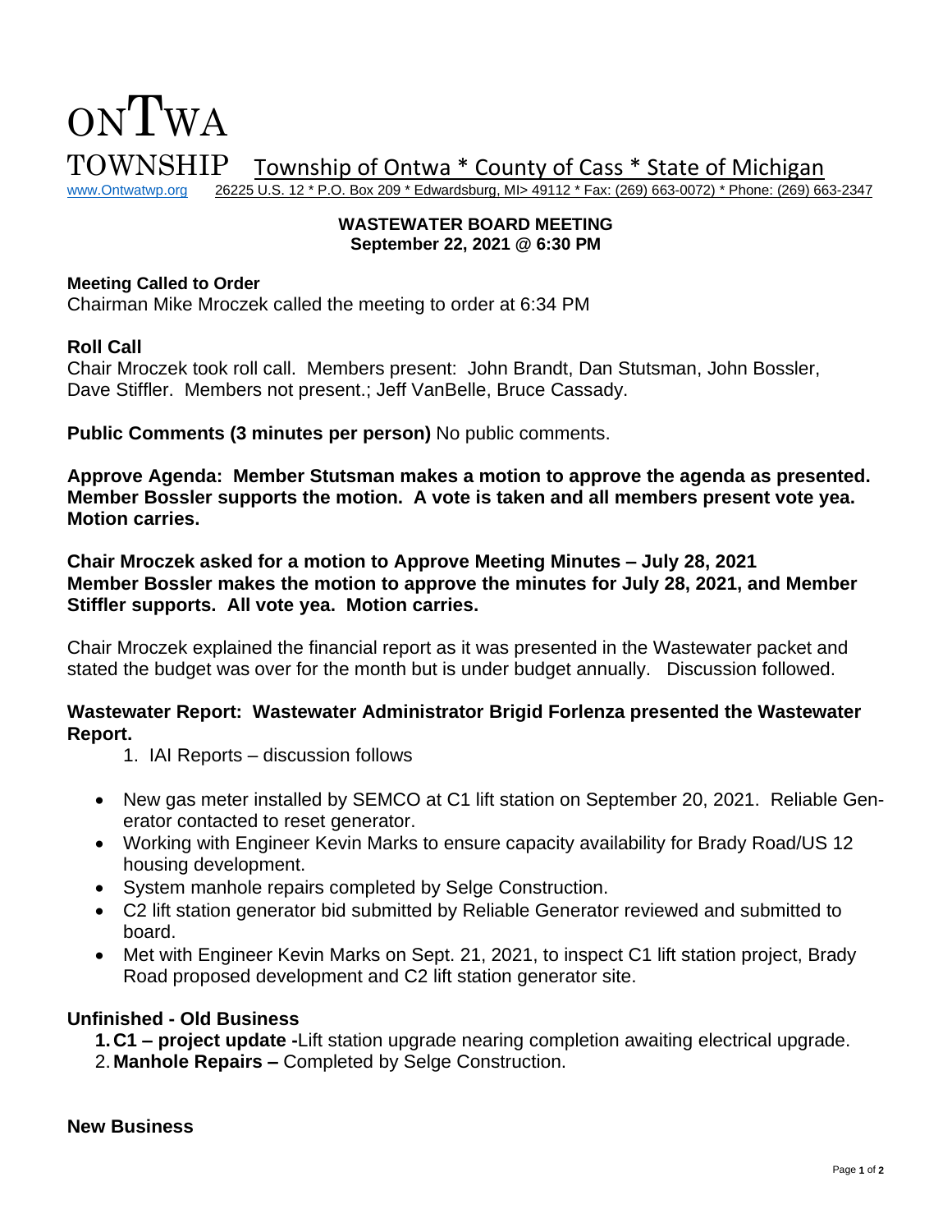# ONTWA TOWNSHIP

Township of Ontwa * County of Cass * State of Michigan

www.Ontwatwp.org 26225 U.S. 12 * P.O. Box 209 * Edwardsburg, MI> 49112 * Fax: (269) 663-0072) * Phone: (269) 663-2347

**WASTEWATER BOARD MEETING**
**September 22, 2021 @ 6:30 PM**

**Meeting Called to Order**
Chairman Mike Mroczek called the meeting to order at 6:34 PM

**Roll Call**
Chair Mroczek took roll call. Members present: John Brandt, Dan Stutsman, John Bossler, Dave Stiffler. Members not present.; Jeff VanBelle, Bruce Cassady.

**Public Comments (3 minutes per person)** No public comments.

**Approve Agenda: Member Stutsman makes a motion to approve the agenda as presented. Member Bossler supports the motion. A vote is taken and all members present vote yea. Motion carries.**

**Chair Mroczek asked for a motion to Approve Meeting Minutes – July 28, 2021**
**Member Bossler makes the motion to approve the minutes for July 28, 2021, and Member Stiffler supports. All vote yea. Motion carries.**

Chair Mroczek explained the financial report as it was presented in the Wastewater packet and stated the budget was over for the month but is under budget annually. Discussion followed.

**Wastewater Report: Wastewater Administrator Brigid Forlenza presented the Wastewater Report.**

1. IAI Reports – discussion follows

- New gas meter installed by SEMCO at C1 lift station on September 20, 2021. Reliable Generator contacted to reset generator.
- Working with Engineer Kevin Marks to ensure capacity availability for Brady Road/US 12 housing development.
- System manhole repairs completed by Selge Construction.
- C2 lift station generator bid submitted by Reliable Generator reviewed and submitted to board.
- Met with Engineer Kevin Marks on Sept. 21, 2021, to inspect C1 lift station project, Brady Road proposed development and C2 lift station generator site.

**Unfinished - Old Business**

1. **C1 – project update -** Lift station upgrade nearing completion awaiting electrical upgrade.
2. **Manhole Repairs –** Completed by Selge Construction.

**New Business**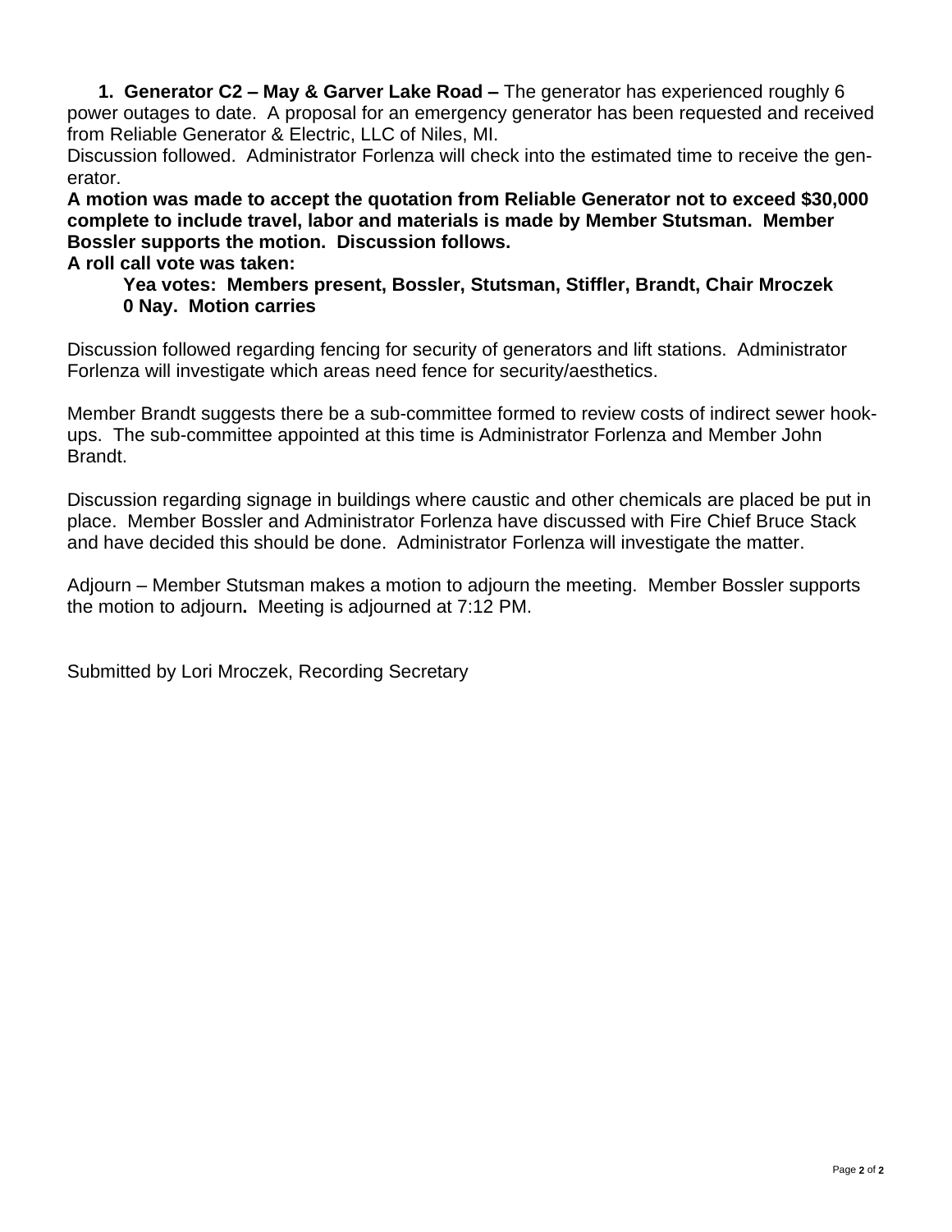1. **Generator C2 – May & Garver Lake Road –** The generator has experienced roughly 6 power outages to date. A proposal for an emergency generator has been requested and received from Reliable Generator & Electric, LLC of Niles, MI.

Discussion followed. Administrator Forlenza will check into the estimated time to receive the generator.

**A motion was made to accept the quotation from Reliable Generator not to exceed $30,000 complete to include travel, labor and materials is made by Member Stutsman. Member Bossler supports the motion. Discussion follows.**

**A roll call vote was taken:**

**Yea votes: Members present, Bossler, Stutsman, Stiffler, Brandt, Chair Mroczek**
**0 Nay. Motion carries**

Discussion followed regarding fencing for security of generators and lift stations. Administrator Forlenza will investigate which areas need fence for security/aesthetics.

Member Brandt suggests there be a sub-committee formed to review costs of indirect sewer hook-ups. The sub-committee appointed at this time is Administrator Forlenza and Member John Brandt.

Discussion regarding signage in buildings where caustic and other chemicals are placed be put in place. Member Bossler and Administrator Forlenza have discussed with Fire Chief Bruce Stack and have decided this should be done. Administrator Forlenza will investigate the matter.

Adjourn – Member Stutsman makes a motion to adjourn the meeting. Member Bossler supports the motion to adjourn**.** Meeting is adjourned at 7:12 PM.

Submitted by Lori Mroczek, Recording Secretary